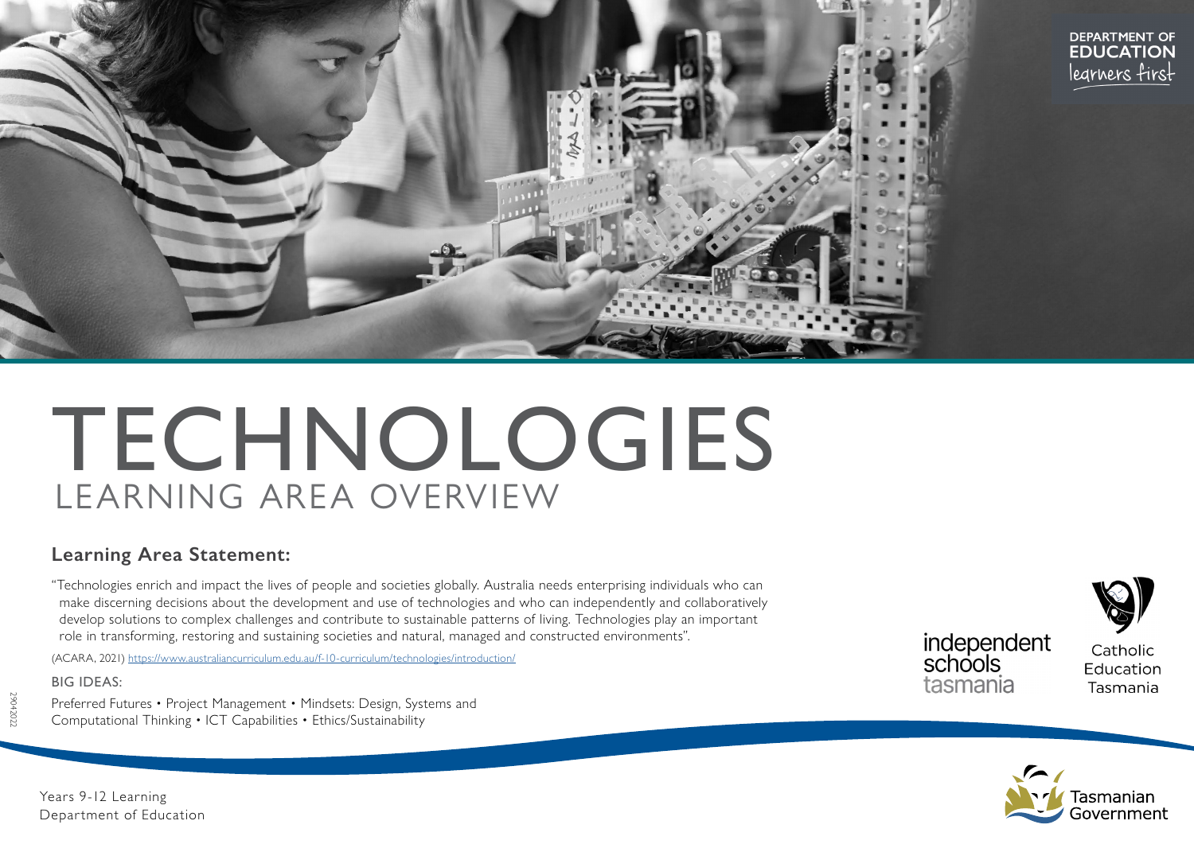# TECHNOLOGIES

## LEARNING AREA OVERVIEW

### Learning Area Statement:

"Technologies enrich and impact the lives of people and societies globally. Australia needs enterprising individuals who can make discerning decisions about the development and use of technologies and who can independently and collaboratively develop solutions to complex challenges and contribute to sustainable patterns of living. Technologies play an important role in transforming, restoring and sustaining societies and natural, managed and constructed environments".

(ACARA, 2021) https://www.australiancurriculum.edu.au/f-10-curriculum/technologies/introduction/

BIG IDEAS:

Preferred Futures • Project Management • Mindsets: Design, Systems and Computational Thinking • ICT Capabilities • Ethics/Sustainability

Years 9-12 Learning
Department of Education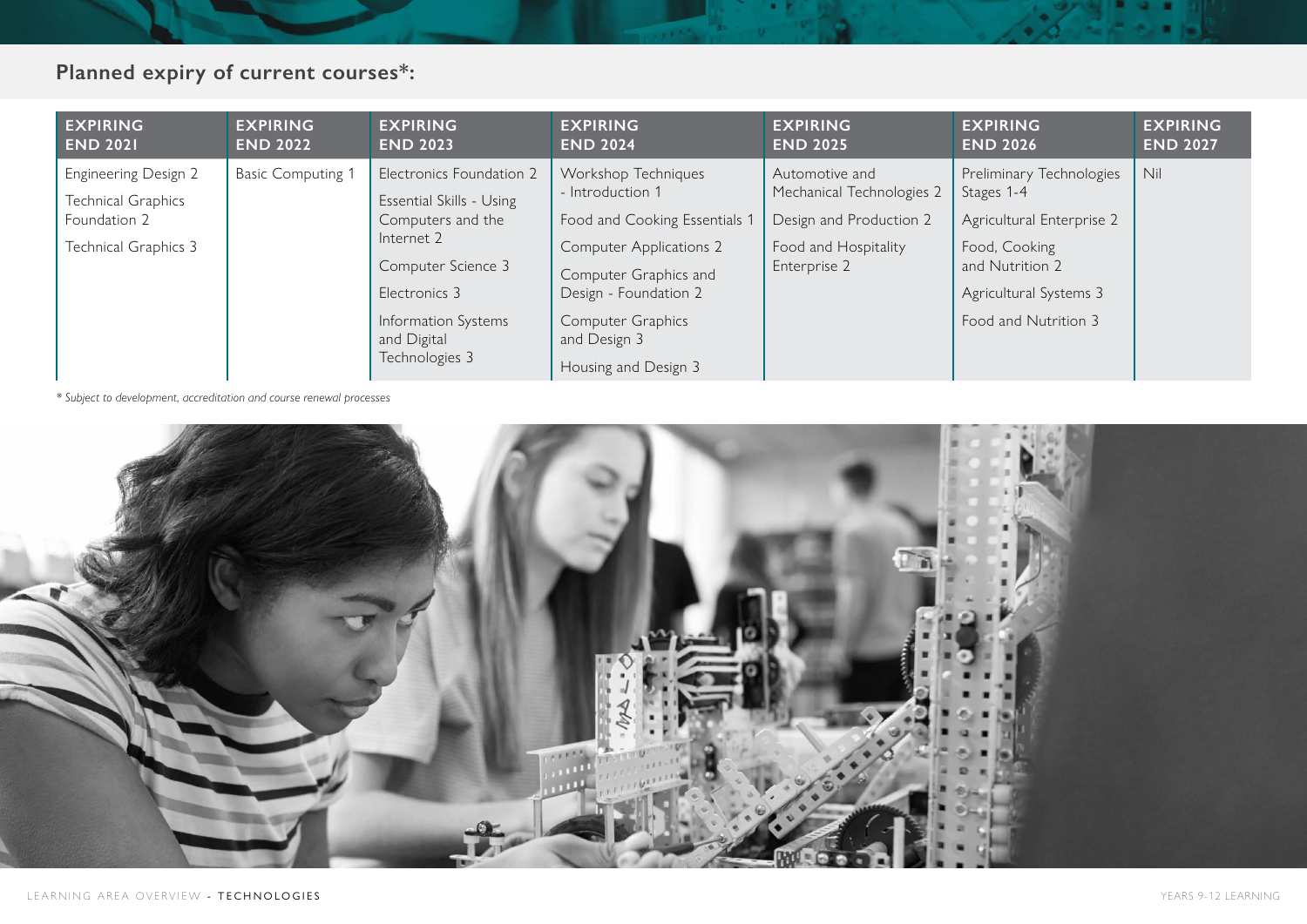## Planned expiry of current courses*:

| EXPIRING END 2021 | EXPIRING END 2022 | EXPIRING END 2023 | EXPIRING END 2024 | EXPIRING END 2025 | EXPIRING END 2026 | EXPIRING END 2027 |
|---|---|---|---|---|---|---|
| Engineering Design 2<br>Technical Graphics Foundation 2<br>Technical Graphics 3 | Basic Computing 1 | Electronics Foundation 2<br>Essential Skills - Using Computers and the Internet 2<br>Computer Science 3<br>Electronics 3<br>Information Systems and Digital Technologies 3 | Workshop Techniques - Introduction 1<br>Food and Cooking Essentials 1<br>Computer Applications 2<br>Computer Graphics and Design - Foundation 2<br>Computer Graphics and Design 3<br>Housing and Design 3 | Automotive and Mechanical Technologies 2<br>Design and Production 2<br>Food and Hospitality Enterprise 2 | Preliminary Technologies Stages 1-4<br>Agricultural Enterprise 2<br>Food, Cooking and Nutrition 2<br>Agricultural Systems 3<br>Food and Nutrition 3 | Nil |

*\* Subject to development, accreditation and course renewal processes*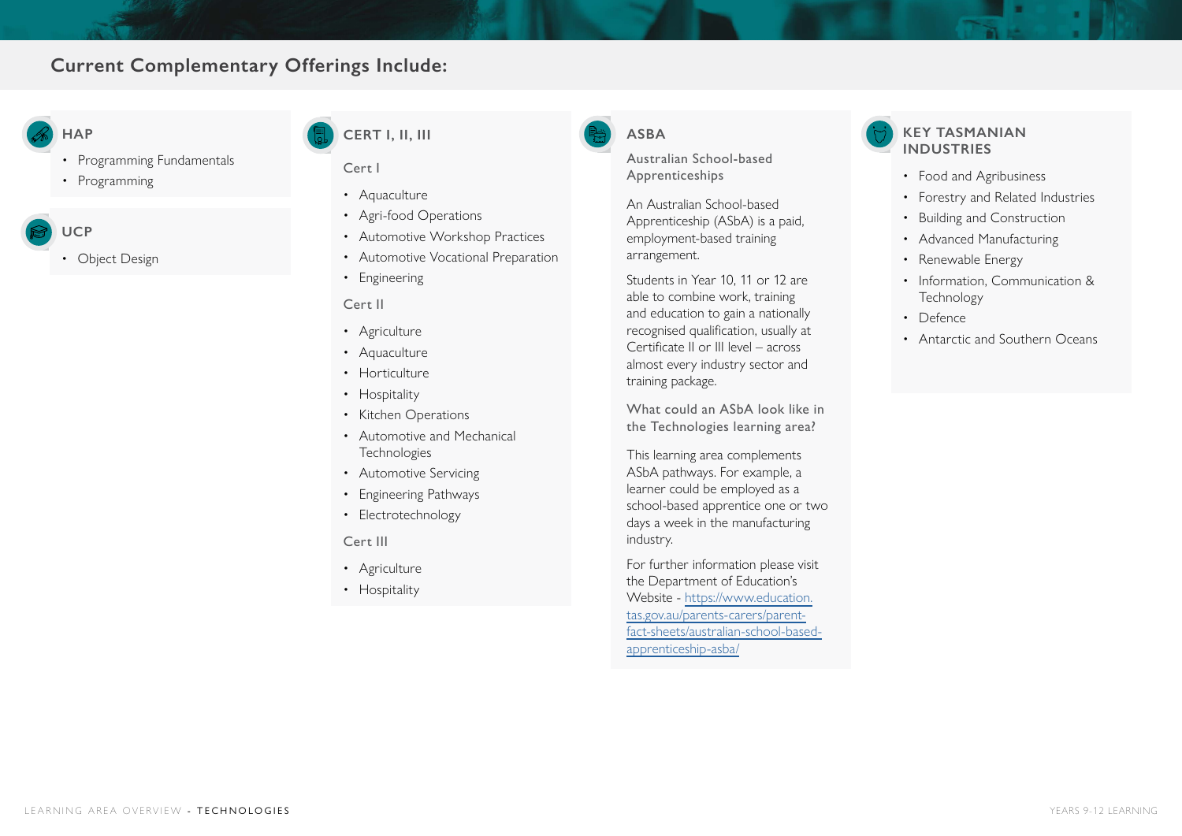## Current Complementary Offerings Include:

### HAP

- Programming Fundamentals
- Programming

### UCP

- Object Design

### CERT I, II, III

#### Cert I

- Aquaculture
- Agri-food Operations
- Automotive Workshop Practices
- Automotive Vocational Preparation
- Engineering

#### Cert II

- Agriculture
- Aquaculture
- Horticulture
- Hospitality
- Kitchen Operations
- Automotive and Mechanical Technologies
- Automotive Servicing
- Engineering Pathways
- Electrotechnology

#### Cert III

- Agriculture
- Hospitality

### ASBA

#### Australian School-based Apprenticeships

An Australian School-based Apprenticeship (ASbA) is a paid, employment-based training arrangement.

Students in Year 10, 11 or 12 are able to combine work, training and education to gain a nationally recognised qualification, usually at Certificate II or III level – across almost every industry sector and training package.

#### What could an ASbA look like in the Technologies learning area?

This learning area complements ASbA pathways. For example, a learner could be employed as a school-based apprentice one or two days a week in the manufacturing industry.

For further information please visit the Department of Education's Website - https://www.education.tas.gov.au/parents-carers/parent-fact-sheets/australian-school-based-apprenticeship-asba/

### KEY TASMANIAN INDUSTRIES

- Food and Agribusiness
- Forestry and Related Industries
- Building and Construction
- Advanced Manufacturing
- Renewable Energy
- Information, Communication & Technology
- Defence
- Antarctic and Southern Oceans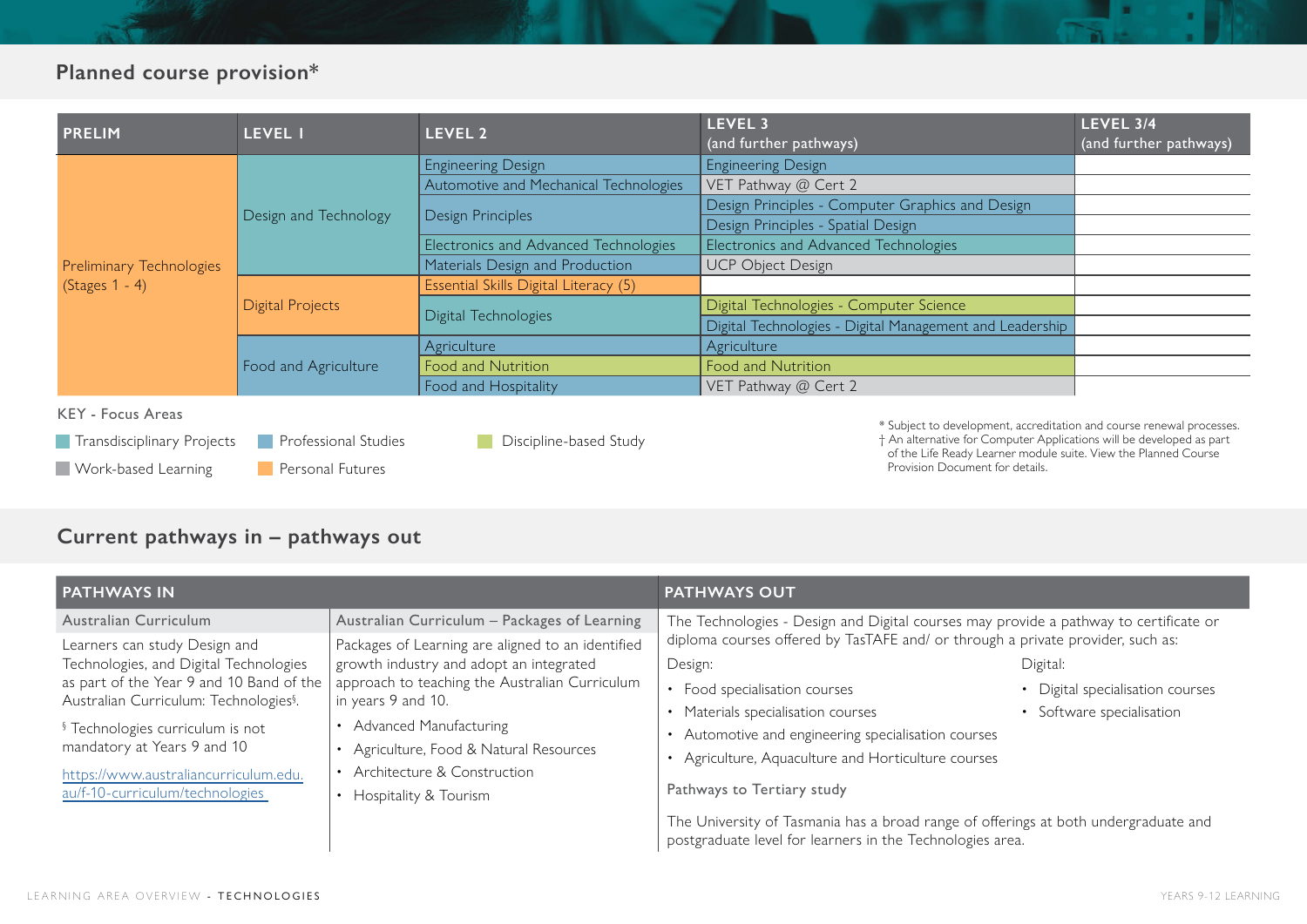## Planned course provision*

| PRELIM | LEVEL 1 | LEVEL 2 | LEVEL 3 (and further pathways) | LEVEL 3/4 (and further pathways) |
|---|---|---|---|---|
| Preliminary Technologies (Stages 1 - 4) | Design and Technology | Engineering Design | Engineering Design | |
| | | Automotive and Mechanical Technologies | VET Pathway @ Cert 2 | |
| | | Design Principles | Design Principles - Computer Graphics and Design | |
| | | | Design Principles - Spatial Design | |
| | | Electronics and Advanced Technologies | Electronics and Advanced Technologies | |
| | | Materials Design and Production | UCP Object Design | |
| | Digital Projects | Essential Skills Digital Literacy (5) | | |
| | | Digital Technologies | Digital Technologies - Computer Science | |
| | | | Digital Technologies - Digital Management and Leadership | |
| | Food and Agriculture | Agriculture | Agriculture | |
| | | Food and Nutrition | Food and Nutrition | |
| | | Food and Hospitality | VET Pathway @ Cert 2 | |

KEY - Focus Areas

- Transdisciplinary Projects
- Professional Studies
- Discipline-based Study
- Work-based Learning
- Personal Futures

* Subject to development, accreditation and course renewal processes.
† An alternative for Computer Applications will be developed as part of the Life Ready Learner module suite. View the Planned Course Provision Document for details.

## Current pathways in – pathways out

### PATHWAYS IN

**Australian Curriculum**

Learners can study Design and Technologies, and Digital Technologies as part of the Year 9 and 10 Band of the Australian Curriculum: Technologies§.

§ Technologies curriculum is not mandatory at Years 9 and 10

https://www.australiancurriculum.edu.au/f-10-curriculum/technologies

**Australian Curriculum – Packages of Learning**

Packages of Learning are aligned to an identified growth industry and adopt an integrated approach to teaching the Australian Curriculum in years 9 and 10.

- Advanced Manufacturing
- Agriculture, Food & Natural Resources
- Architecture & Construction
- Hospitality & Tourism

### PATHWAYS OUT

The Technologies - Design and Digital courses may provide a pathway to certificate or diploma courses offered by TasTAFE and/ or through a private provider, such as:

Design:

- Food specialisation courses
- Materials specialisation courses
- Automotive and engineering specialisation courses
- Agriculture, Aquaculture and Horticulture courses

Digital:

- Digital specialisation courses
- Software specialisation

**Pathways to Tertiary study**

The University of Tasmania has a broad range of offerings at both undergraduate and postgraduate level for learners in the Technologies area.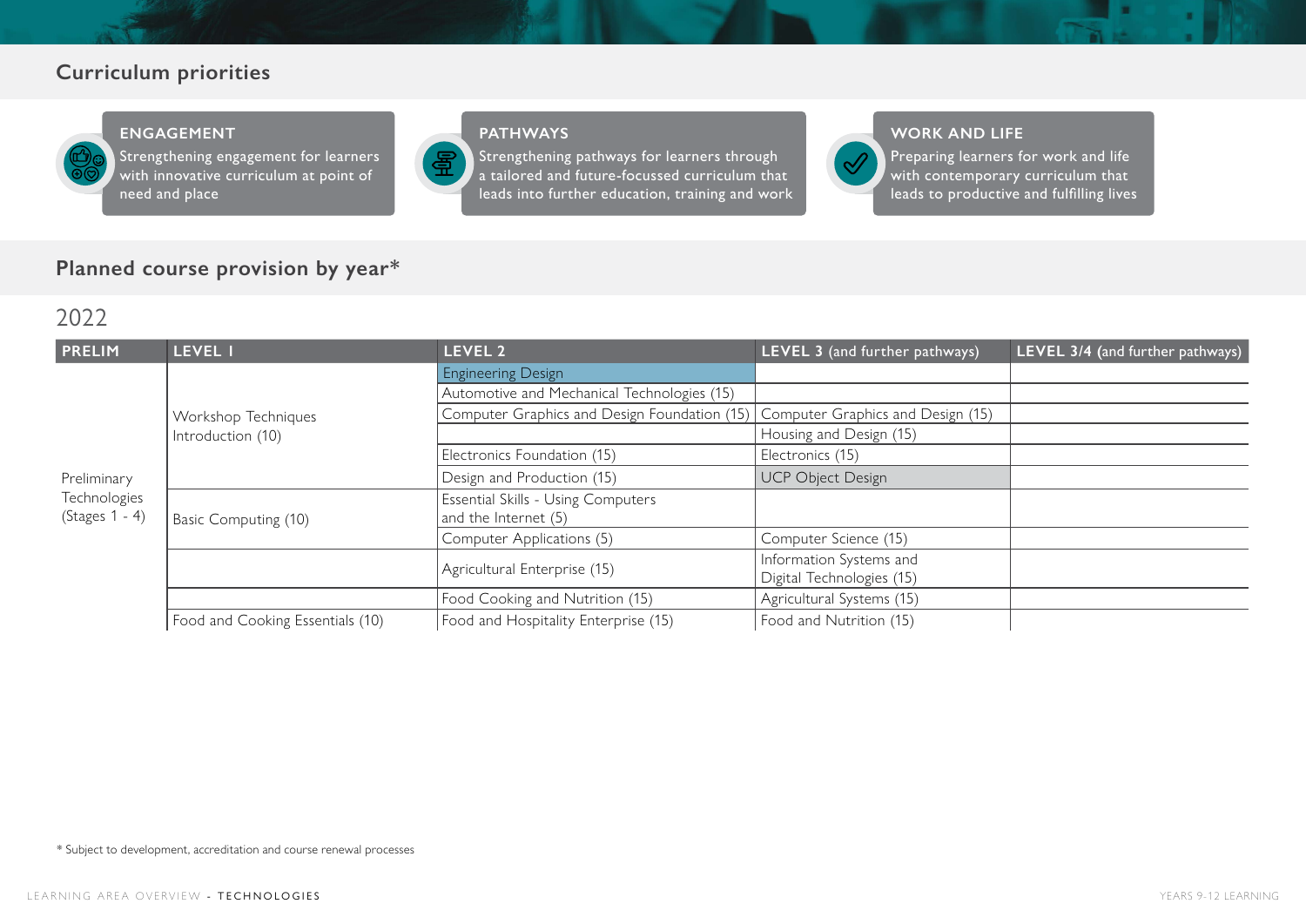## Curriculum priorities

**ENGAGEMENT**
Strengthening engagement for learners with innovative curriculum at point of need and place

**PATHWAYS**
Strengthening pathways for learners through a tailored and future-focussed curriculum that leads into further education, training and work

**WORK AND LIFE**
Preparing learners for work and life with contemporary curriculum that leads to productive and fulfilling lives

## Planned course provision by year*

### 2022

| PRELIM | LEVEL 1 | LEVEL 2 | LEVEL 3 (and further pathways) | LEVEL 3/4 (and further pathways) |
|---|---|---|---|---|
| Preliminary Technologies (Stages 1 - 4) | Workshop Techniques Introduction (10) | Engineering Design | | |
| | | Automotive and Mechanical Technologies (15) | | |
| | | Computer Graphics and Design Foundation (15) | Computer Graphics and Design (15) | |
| | | | Housing and Design (15) | |
| | | Electronics Foundation (15) | Electronics (15) | |
| | | Design and Production (15) | UCP Object Design | |
| | Basic Computing (10) | Essential Skills - Using Computers and the Internet (5) | | |
| | | Computer Applications (5) | Computer Science (15) | |
| | | Agricultural Enterprise (15) | Information Systems and Digital Technologies (15) | |
| | | Food Cooking and Nutrition (15) | Agricultural Systems (15) | |
| | Food and Cooking Essentials (10) | Food and Hospitality Enterprise (15) | Food and Nutrition (15) | |

* Subject to development, accreditation and course renewal processes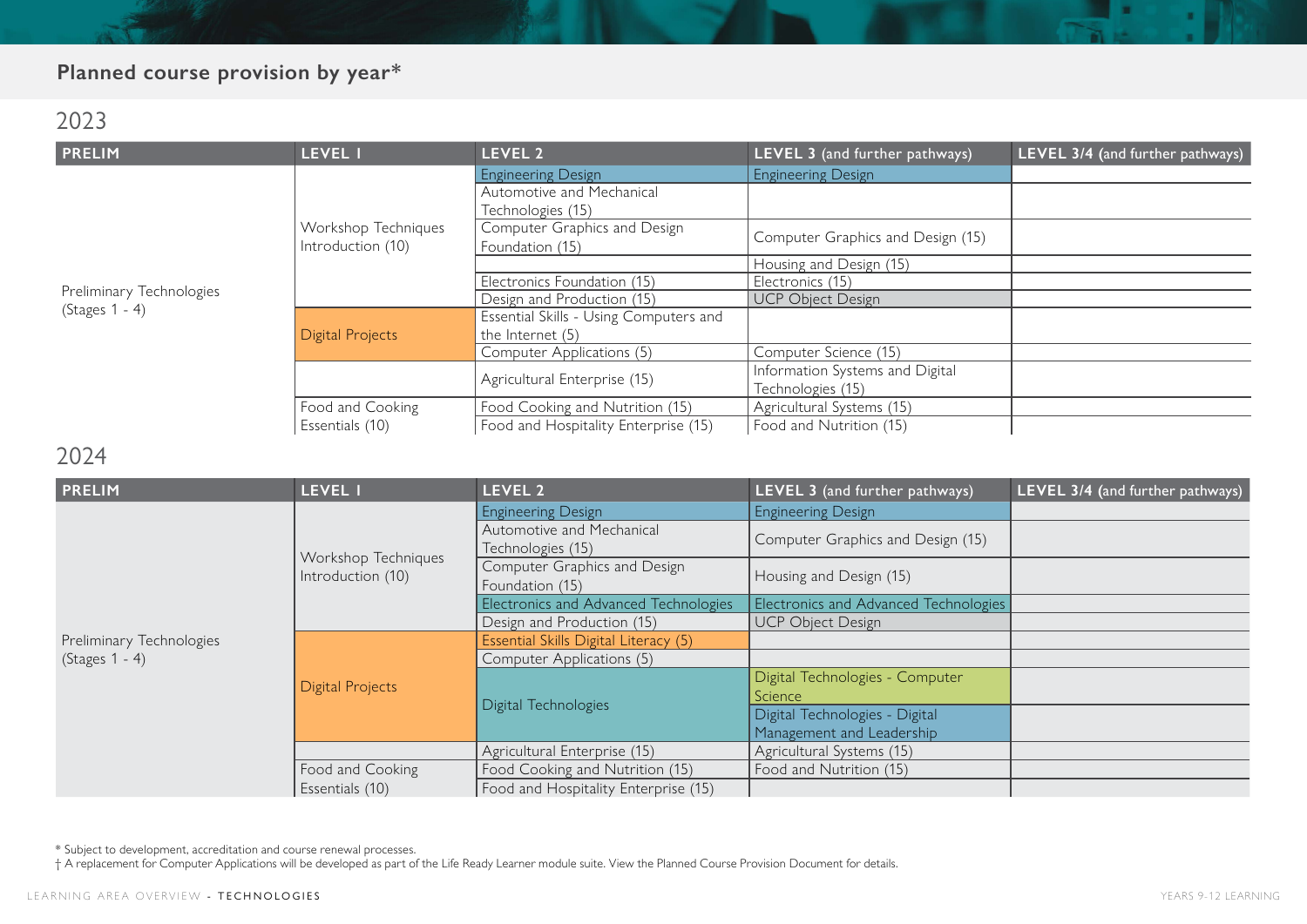## Planned course provision by year*

### 2023

| PRELIM | LEVEL 1 | LEVEL 2 | LEVEL 3 (and further pathways) | LEVEL 3/4 (and further pathways) |
|---|---|---|---|---|
| Preliminary Technologies (Stages 1 - 4) | Workshop Techniques Introduction (10) | Engineering Design | Engineering Design | |
| | | Automotive and Mechanical Technologies (15) | | |
| | | Computer Graphics and Design Foundation (15) | Computer Graphics and Design (15) | |
| | | | Housing and Design (15) | |
| | | Electronics Foundation (15) | Electronics (15) | |
| | | Design and Production (15) | UCP Object Design | |
| | Digital Projects | Essential Skills - Using Computers and the Internet (5) | | |
| | | Computer Applications (5) | Computer Science (15) | |
| | | Agricultural Enterprise (15) | Information Systems and Digital Technologies (15) | |
| | Food and Cooking Essentials (10) | Food Cooking and Nutrition (15) | Agricultural Systems (15) | |
| | | Food and Hospitality Enterprise (15) | Food and Nutrition (15) | |

### 2024

| PRELIM | LEVEL 1 | LEVEL 2 | LEVEL 3 (and further pathways) | LEVEL 3/4 (and further pathways) |
|---|---|---|---|---|
| Preliminary Technologies (Stages 1 - 4) | Workshop Techniques Introduction (10) | Engineering Design | Engineering Design | |
| | | Automotive and Mechanical Technologies (15) | Computer Graphics and Design (15) | |
| | | Computer Graphics and Design Foundation (15) | Housing and Design (15) | |
| | | Electronics and Advanced Technologies | Electronics and Advanced Technologies | |
| | | Design and Production (15) | UCP Object Design | |
| | Digital Projects | Essential Skills Digital Literacy (5) | | |
| | | Computer Applications (5) | | |
| | | Digital Technologies | Digital Technologies - Computer Science | |
| | | | Digital Technologies - Digital Management and Leadership | |
| | | Agricultural Enterprise (15) | Agricultural Systems (15) | |
| | Food and Cooking Essentials (10) | Food Cooking and Nutrition (15) | Food and Nutrition (15) | |
| | | Food and Hospitality Enterprise (15) | | |

* Subject to development, accreditation and course renewal processes.

† A replacement for Computer Applications will be developed as part of the Life Ready Learner module suite. View the Planned Course Provision Document for details.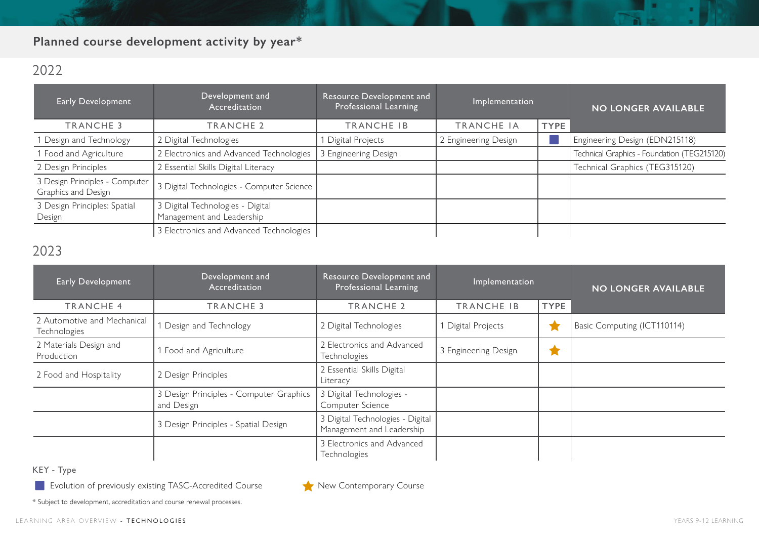## Planned course development activity by year*

### 2022

| Early Development | Development and Accreditation | Resource Development and Professional Learning | Implementation | | NO LONGER AVAILABLE |
|---|---|---|---|---|---|
| TRANCHE 3 | TRANCHE 2 | TRANCHE 1B | TRANCHE 1A | TYPE | |
| 1 Design and Technology | 2 Digital Technologies | 1 Digital Projects | 2 Engineering Design | ■ | Engineering Design (EDN215118) |
| 1 Food and Agriculture | 2 Electronics and Advanced Technologies | 3 Engineering Design | | | Technical Graphics - Foundation (TEG215120) |
| 2 Design Principles | 2 Essential Skills Digital Literacy | | | | Technical Graphics (TEG315120) |
| 3 Design Principles - Computer Graphics and Design | 3 Digital Technologies - Computer Science | | | | |
| 3 Design Principles: Spatial Design | 3 Digital Technologies - Digital Management and Leadership | | | | |
| | 3 Electronics and Advanced Technologies | | | | |

### 2023

| Early Development | Development and Accreditation | Resource Development and Professional Learning | Implementation | | NO LONGER AVAILABLE |
|---|---|---|---|---|---|
| TRANCHE 4 | TRANCHE 3 | TRANCHE 2 | TRANCHE 1B | TYPE | |
| 2 Automotive and Mechanical Technologies | 1 Design and Technology | 2 Digital Technologies | 1 Digital Projects | ★ | Basic Computing (ICT110114) |
| 2 Materials Design and Production | 1 Food and Agriculture | 2 Electronics and Advanced Technologies | 3 Engineering Design | ★ | |
| 2 Food and Hospitality | 2 Design Principles | 2 Essential Skills Digital Literacy | | | |
| | 3 Design Principles - Computer Graphics and Design | 3 Digital Technologies - Computer Science | | | |
| | 3 Design Principles - Spatial Design | 3 Digital Technologies - Digital Management and Leadership | | | |
| | | 3 Electronics and Advanced Technologies | | | |

KEY - Type

■ Evolution of previously existing TASC-Accredited Course

★ New Contemporary Course

* Subject to development, accreditation and course renewal processes.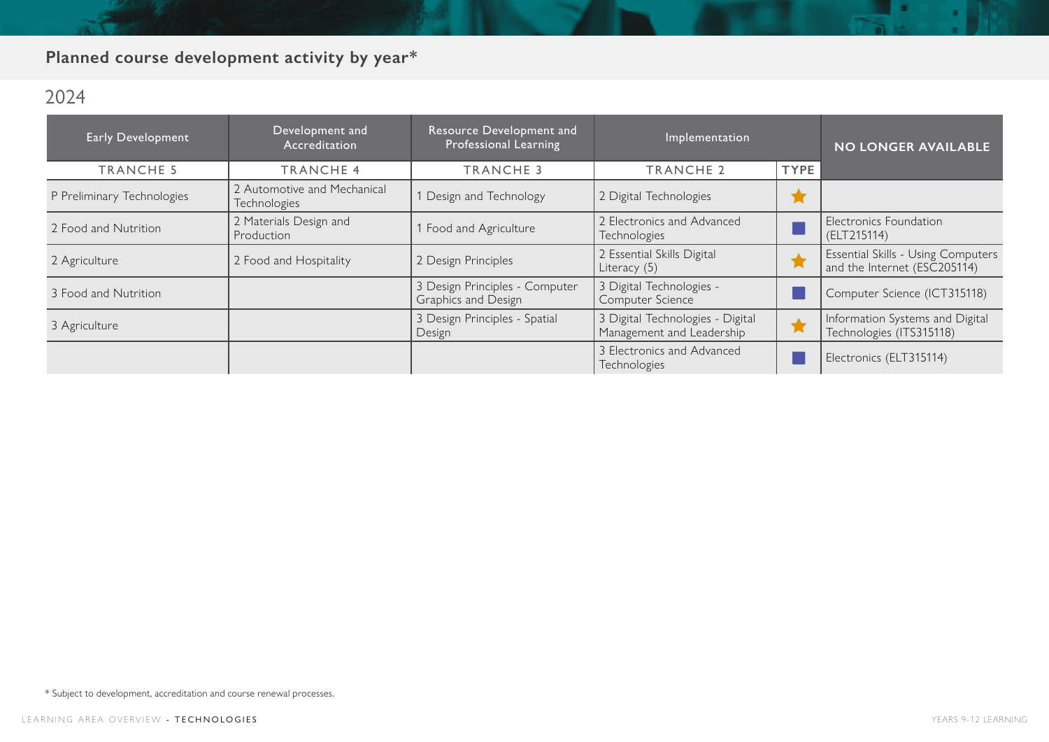## Planned course development activity by year*

### 2024

| Early Development | Development and Accreditation | Resource Development and Professional Learning | Implementation | | NO LONGER AVAILABLE |
|---|---|---|---|---|---|
| TRANCHE 5 | TRANCHE 4 | TRANCHE 3 | TRANCHE 2 | TYPE | |
| P Preliminary Technologies | 2 Automotive and Mechanical Technologies | 1 Design and Technology | 2 Digital Technologies | ★ | |
| 2 Food and Nutrition | 2 Materials Design and Production | 1 Food and Agriculture | 2 Electronics and Advanced Technologies | ■ | Electronics Foundation (ELT215114) |
| 2 Agriculture | 2 Food and Hospitality | 2 Design Principles | 2 Essential Skills Digital Literacy (5) | ★ | Essential Skills - Using Computers and the Internet (ESC205114) |
| 3 Food and Nutrition | | 3 Design Principles - Computer Graphics and Design | 3 Digital Technologies - Computer Science | ■ | Computer Science (ICT315118) |
| 3 Agriculture | | 3 Design Principles - Spatial Design | 3 Digital Technologies - Digital Management and Leadership | ★ | Information Systems and Digital Technologies (ITS315118) |
| | | | 3 Electronics and Advanced Technologies | ■ | Electronics (ELT315114) |

* Subject to development, accreditation and course renewal processes.